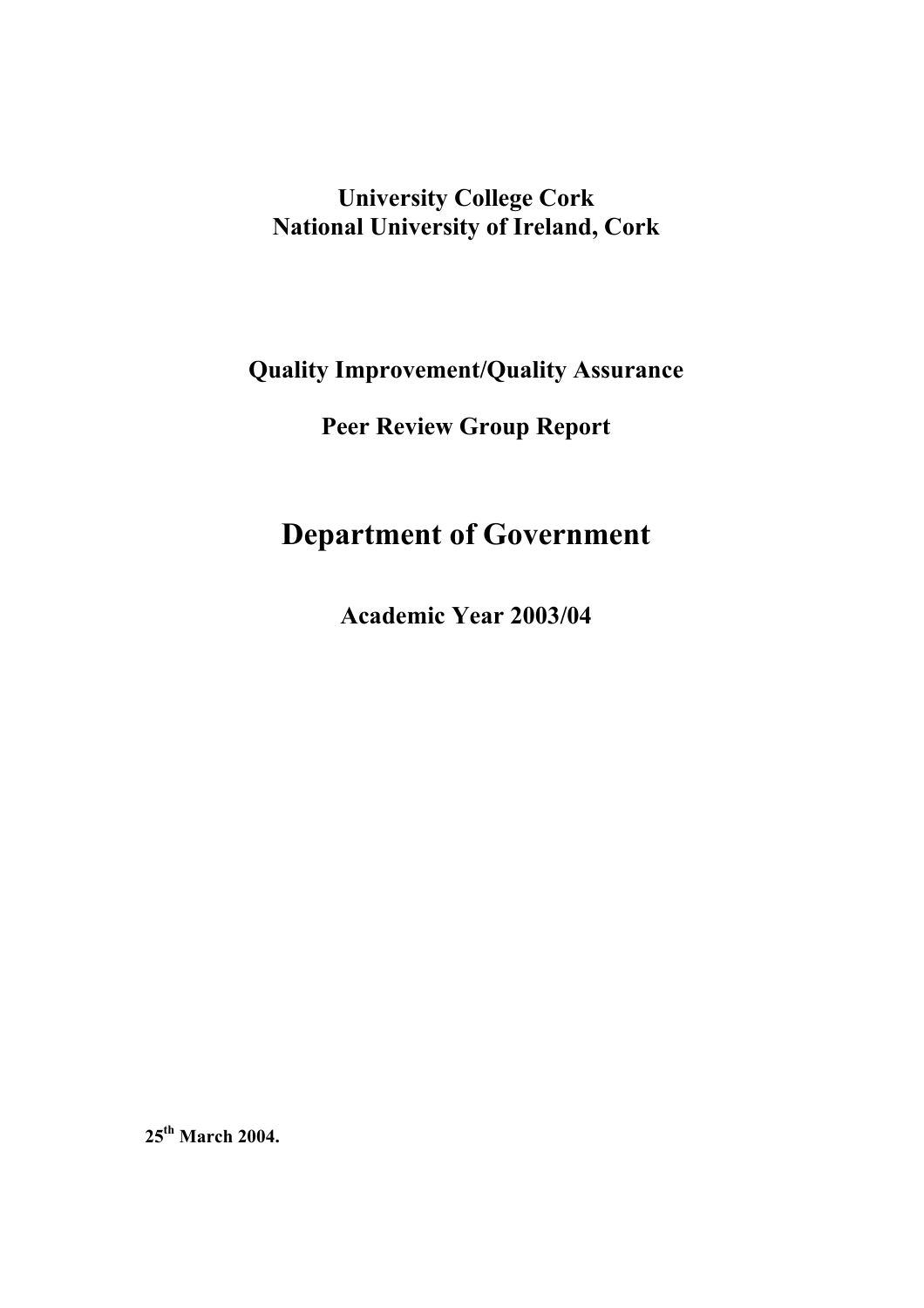**University College Cork**
**National University of Ireland, Cork**

**Quality Improvement/Quality Assurance**

**Peer Review Group Report**

# Department of Government

**Academic Year 2003/04**

**25th March 2004.**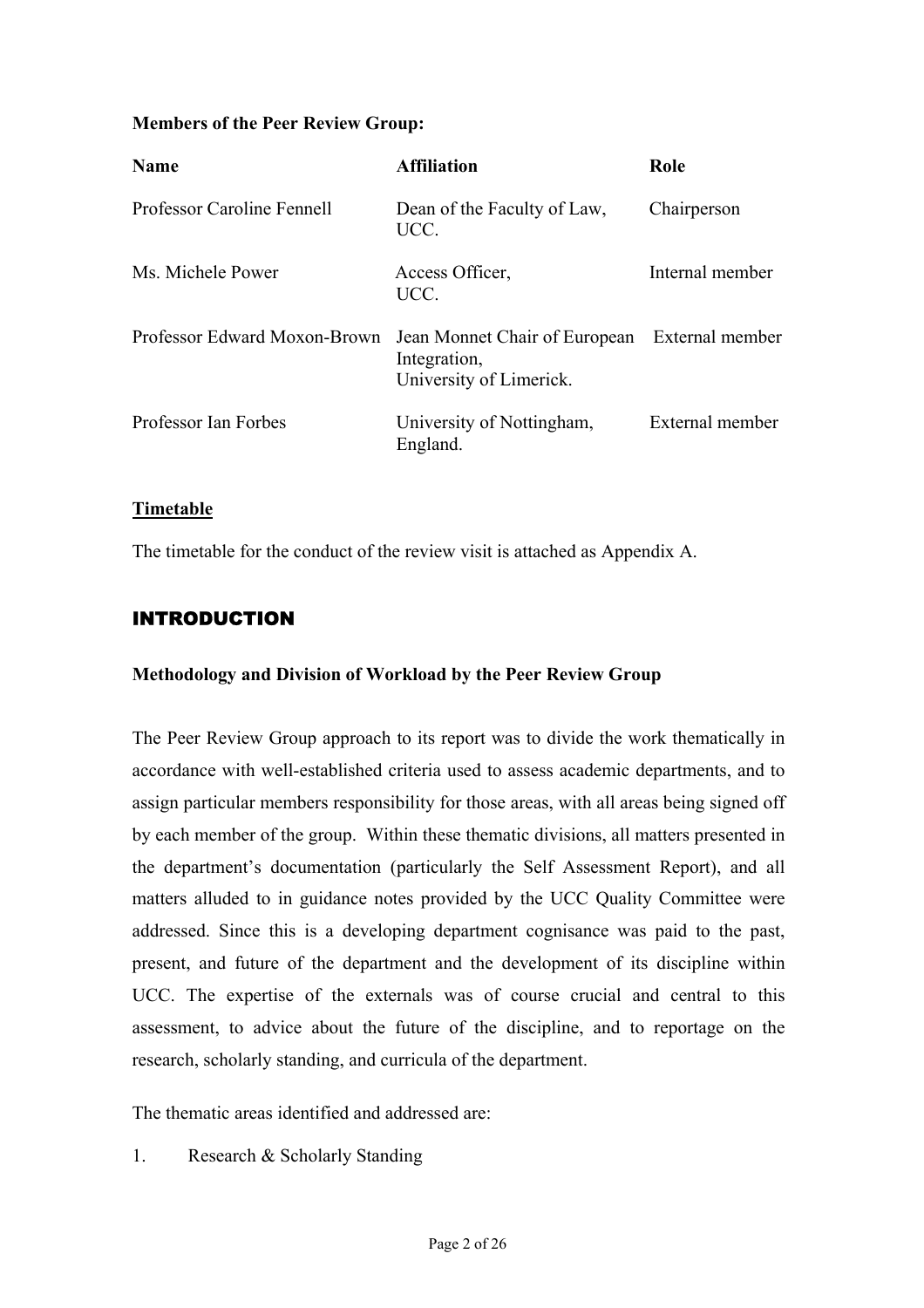**Members of the Peer Review Group:**

| Name | Affiliation | Role |
|---|---|---|
| Professor Caroline Fennell | Dean of the Faculty of Law, UCC. | Chairperson |
| Ms. Michele Power | Access Officer, UCC. | Internal member |
| Professor Edward Moxon-Brown | Jean Monnet Chair of European Integration, University of Limerick. | External member |
| Professor Ian Forbes | University of Nottingham, England. | External member |

**Timetable**

The timetable for the conduct of the review visit is attached as Appendix A.

## INTRODUCTION

### Methodology and Division of Workload by the Peer Review Group

The Peer Review Group approach to its report was to divide the work thematically in accordance with well-established criteria used to assess academic departments, and to assign particular members responsibility for those areas, with all areas being signed off by each member of the group. Within these thematic divisions, all matters presented in the department's documentation (particularly the Self Assessment Report), and all matters alluded to in guidance notes provided by the UCC Quality Committee were addressed. Since this is a developing department cognisance was paid to the past, present, and future of the department and the development of its discipline within UCC. The expertise of the externals was of course crucial and central to this assessment, to advice about the future of the discipline, and to reportage on the research, scholarly standing, and curricula of the department.

The thematic areas identified and addressed are:

1. Research & Scholarly Standing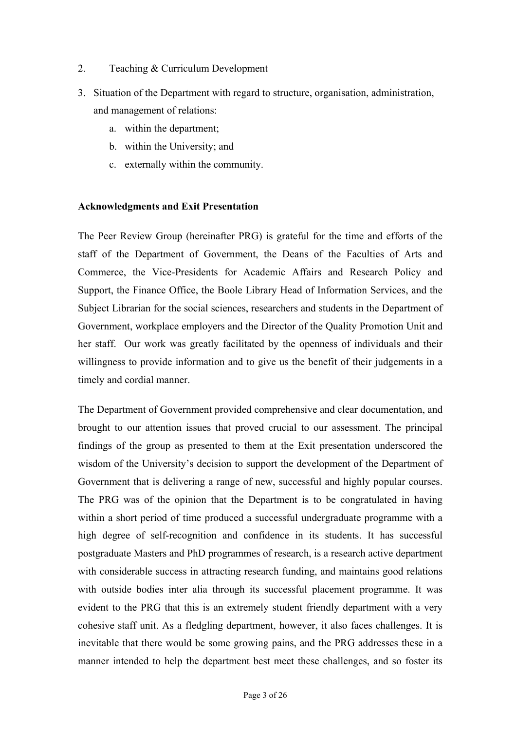2. Teaching & Curriculum Development

3. Situation of the Department with regard to structure, organisation, administration, and management of relations:
   a. within the department;
   b. within the University; and
   c. externally within the community.

**Acknowledgments and Exit Presentation**

The Peer Review Group (hereinafter PRG) is grateful for the time and efforts of the staff of the Department of Government, the Deans of the Faculties of Arts and Commerce, the Vice-Presidents for Academic Affairs and Research Policy and Support, the Finance Office, the Boole Library Head of Information Services, and the Subject Librarian for the social sciences, researchers and students in the Department of Government, workplace employers and the Director of the Quality Promotion Unit and her staff. Our work was greatly facilitated by the openness of individuals and their willingness to provide information and to give us the benefit of their judgements in a timely and cordial manner.

The Department of Government provided comprehensive and clear documentation, and brought to our attention issues that proved crucial to our assessment. The principal findings of the group as presented to them at the Exit presentation underscored the wisdom of the University's decision to support the development of the Department of Government that is delivering a range of new, successful and highly popular courses. The PRG was of the opinion that the Department is to be congratulated in having within a short period of time produced a successful undergraduate programme with a high degree of self-recognition and confidence in its students. It has successful postgraduate Masters and PhD programmes of research, is a research active department with considerable success in attracting research funding, and maintains good relations with outside bodies inter alia through its successful placement programme. It was evident to the PRG that this is an extremely student friendly department with a very cohesive staff unit. As a fledgling department, however, it also faces challenges. It is inevitable that there would be some growing pains, and the PRG addresses these in a manner intended to help the department best meet these challenges, and so foster its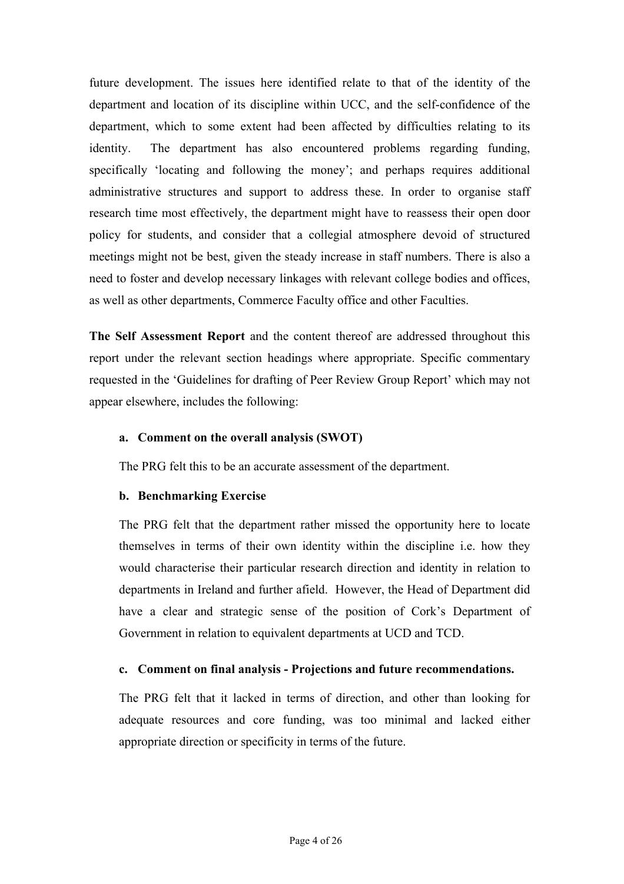future development. The issues here identified relate to that of the identity of the department and location of its discipline within UCC, and the self-confidence of the department, which to some extent had been affected by difficulties relating to its identity. The department has also encountered problems regarding funding, specifically 'locating and following the money'; and perhaps requires additional administrative structures and support to address these. In order to organise staff research time most effectively, the department might have to reassess their open door policy for students, and consider that a collegial atmosphere devoid of structured meetings might not be best, given the steady increase in staff numbers. There is also a need to foster and develop necessary linkages with relevant college bodies and offices, as well as other departments, Commerce Faculty office and other Faculties.

**The Self Assessment Report** and the content thereof are addressed throughout this report under the relevant section headings where appropriate. Specific commentary requested in the 'Guidelines for drafting of Peer Review Group Report' which may not appear elsewhere, includes the following:

**a. Comment on the overall analysis (SWOT)**

The PRG felt this to be an accurate assessment of the department.

**b. Benchmarking Exercise**

The PRG felt that the department rather missed the opportunity here to locate themselves in terms of their own identity within the discipline i.e. how they would characterise their particular research direction and identity in relation to departments in Ireland and further afield. However, the Head of Department did have a clear and strategic sense of the position of Cork's Department of Government in relation to equivalent departments at UCD and TCD.

**c. Comment on final analysis - Projections and future recommendations.**

The PRG felt that it lacked in terms of direction, and other than looking for adequate resources and core funding, was too minimal and lacked either appropriate direction or specificity in terms of the future.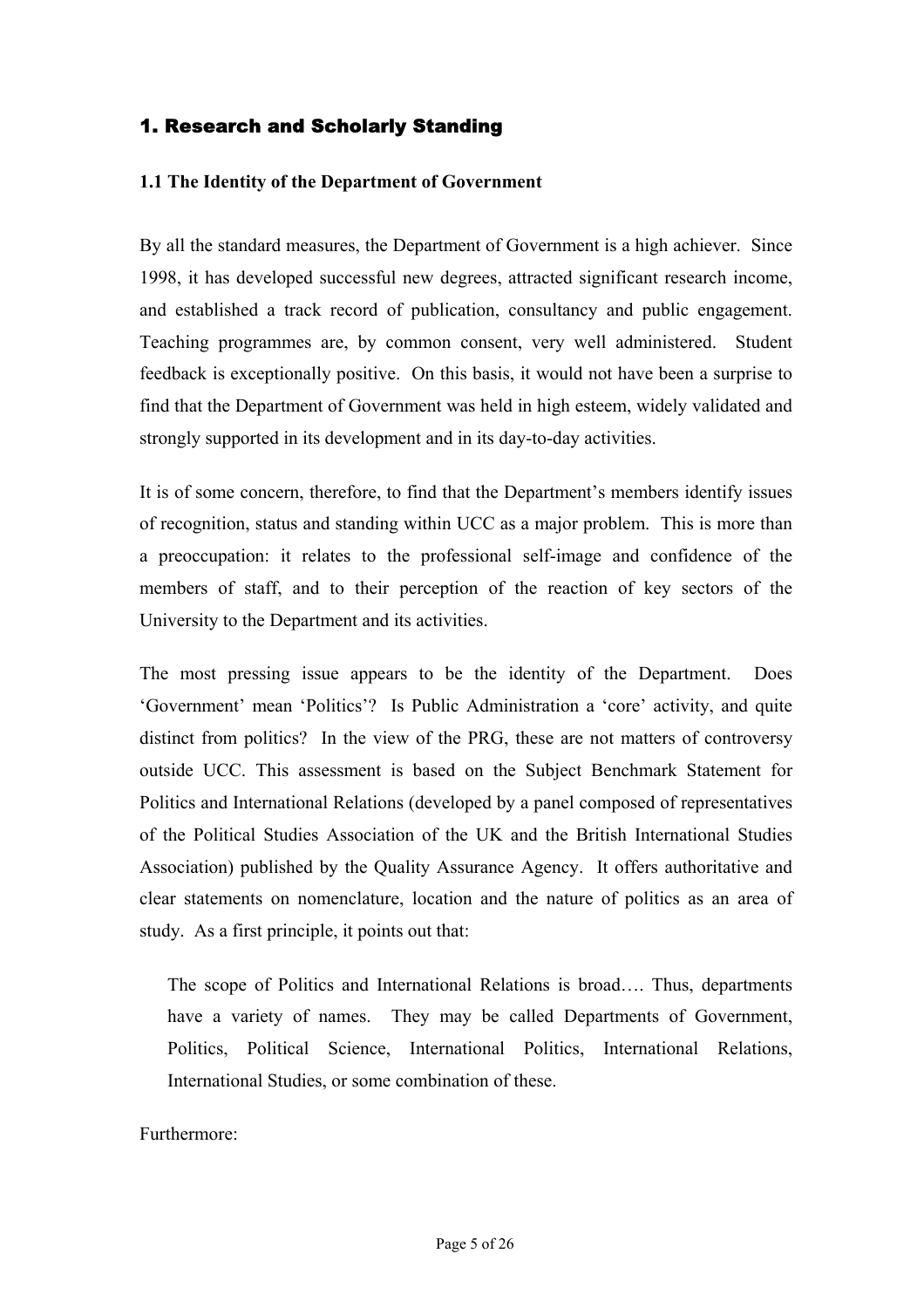# 1. Research and Scholarly Standing

### 1.1 The Identity of the Department of Government

By all the standard measures, the Department of Government is a high achiever. Since 1998, it has developed successful new degrees, attracted significant research income, and established a track record of publication, consultancy and public engagement. Teaching programmes are, by common consent, very well administered. Student feedback is exceptionally positive. On this basis, it would not have been a surprise to find that the Department of Government was held in high esteem, widely validated and strongly supported in its development and in its day-to-day activities.

It is of some concern, therefore, to find that the Department's members identify issues of recognition, status and standing within UCC as a major problem. This is more than a preoccupation: it relates to the professional self-image and confidence of the members of staff, and to their perception of the reaction of key sectors of the University to the Department and its activities.

The most pressing issue appears to be the identity of the Department. Does 'Government' mean 'Politics'? Is Public Administration a 'core' activity, and quite distinct from politics? In the view of the PRG, these are not matters of controversy outside UCC. This assessment is based on the Subject Benchmark Statement for Politics and International Relations (developed by a panel composed of representatives of the Political Studies Association of the UK and the British International Studies Association) published by the Quality Assurance Agency. It offers authoritative and clear statements on nomenclature, location and the nature of politics as an area of study. As a first principle, it points out that:

> The scope of Politics and International Relations is broad…. Thus, departments have a variety of names. They may be called Departments of Government, Politics, Political Science, International Politics, International Relations, International Studies, or some combination of these.

Furthermore: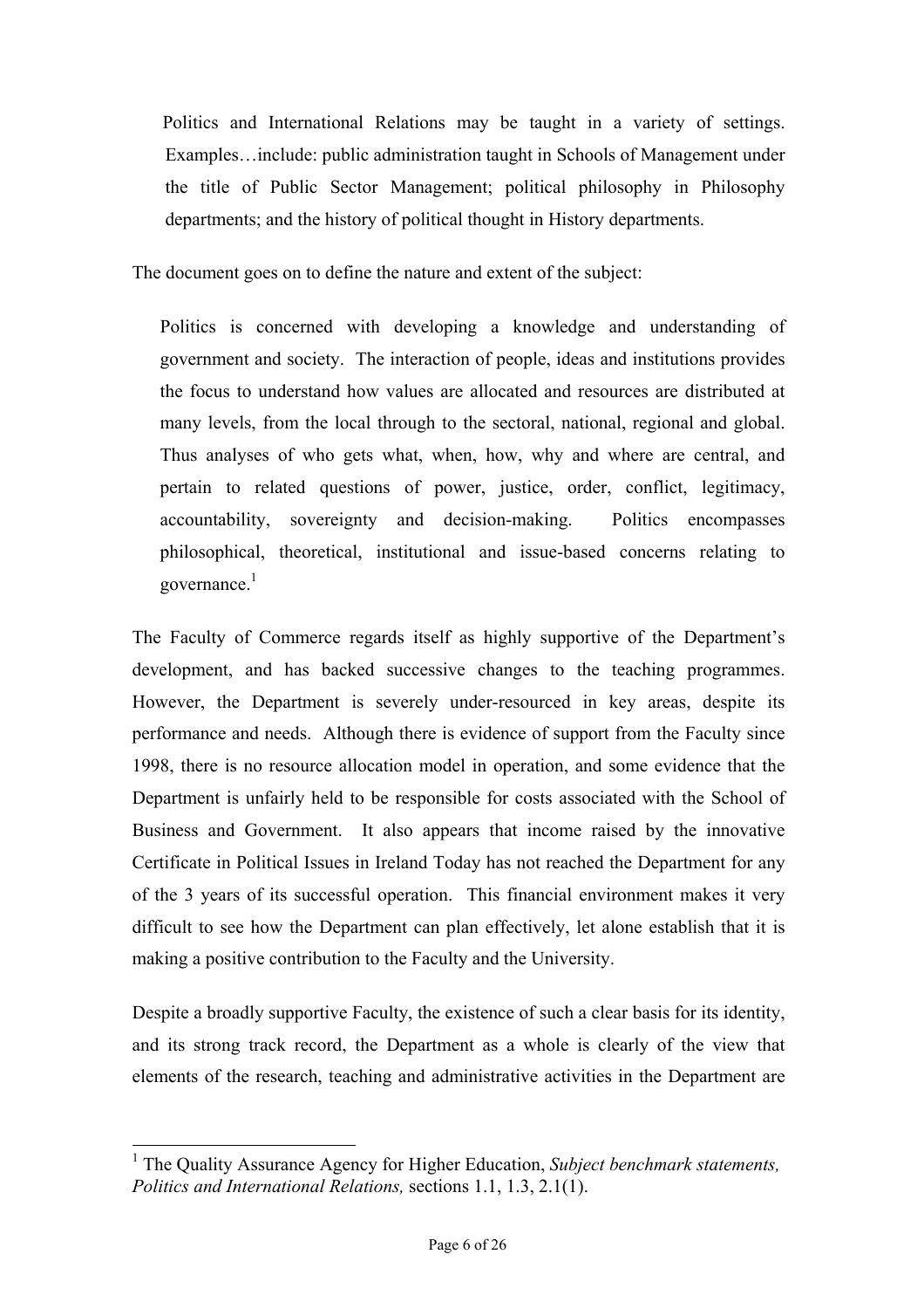> Politics and International Relations may be taught in a variety of settings. Examples…include: public administration taught in Schools of Management under the title of Public Sector Management; political philosophy in Philosophy departments; and the history of political thought in History departments.

The document goes on to define the nature and extent of the subject:

> Politics is concerned with developing a knowledge and understanding of government and society. The interaction of people, ideas and institutions provides the focus to understand how values are allocated and resources are distributed at many levels, from the local through to the sectoral, national, regional and global. Thus analyses of who gets what, when, how, why and where are central, and pertain to related questions of power, justice, order, conflict, legitimacy, accountability, sovereignty and decision-making. Politics encompasses philosophical, theoretical, institutional and issue-based concerns relating to governance.[1]

The Faculty of Commerce regards itself as highly supportive of the Department's development, and has backed successive changes to the teaching programmes. However, the Department is severely under-resourced in key areas, despite its performance and needs. Although there is evidence of support from the Faculty since 1998, there is no resource allocation model in operation, and some evidence that the Department is unfairly held to be responsible for costs associated with the School of Business and Government. It also appears that income raised by the innovative Certificate in Political Issues in Ireland Today has not reached the Department for any of the 3 years of its successful operation. This financial environment makes it very difficult to see how the Department can plan effectively, let alone establish that it is making a positive contribution to the Faculty and the University.

Despite a broadly supportive Faculty, the existence of such a clear basis for its identity, and its strong track record, the Department as a whole is clearly of the view that elements of the research, teaching and administrative activities in the Department are

---

[1] The Quality Assurance Agency for Higher Education, *Subject benchmark statements, Politics and International Relations,* sections 1.1, 1.3, 2.1(1).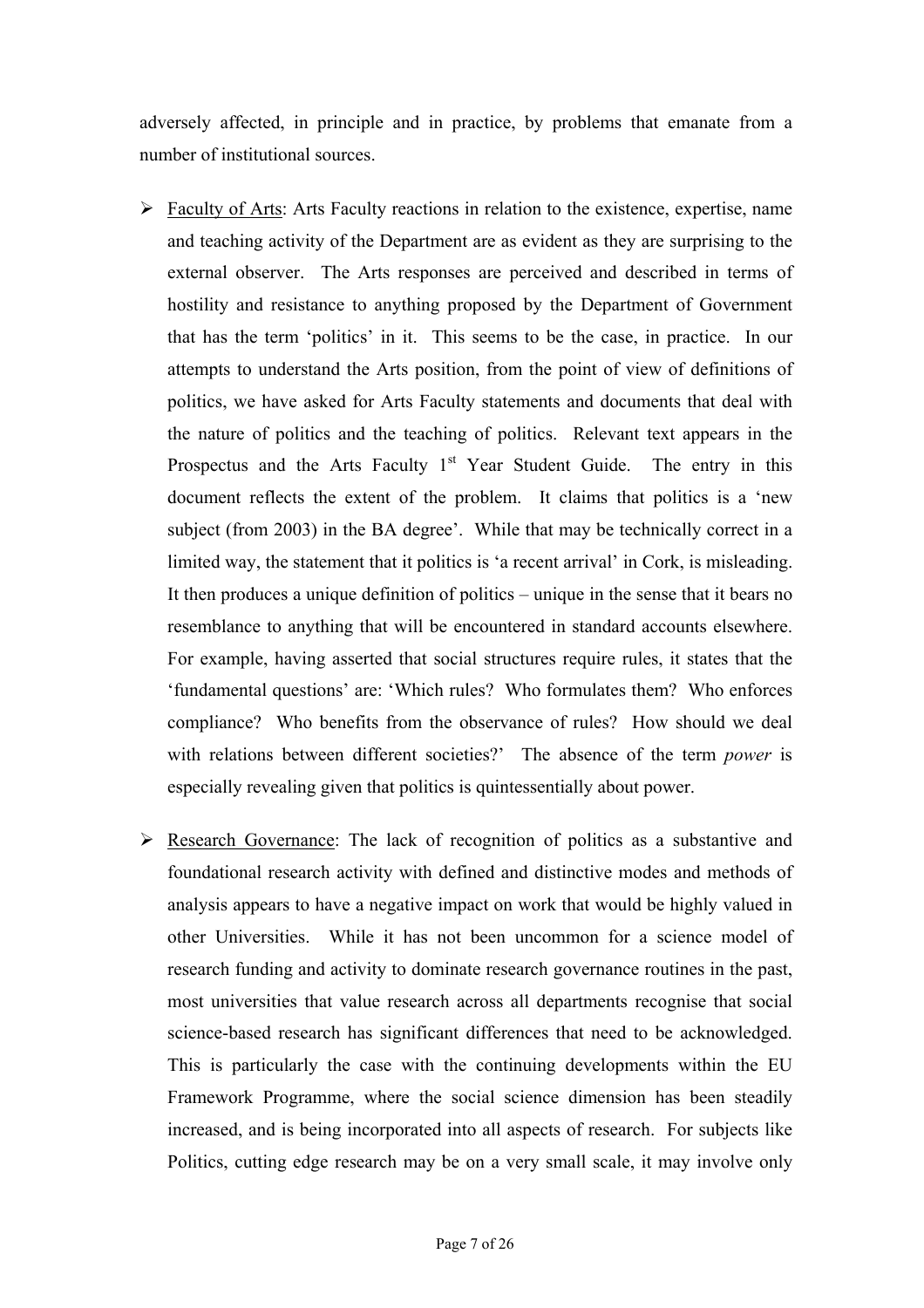adversely affected, in principle and in practice, by problems that emanate from a number of institutional sources.

- Faculty of Arts: Arts Faculty reactions in relation to the existence, expertise, name and teaching activity of the Department are as evident as they are surprising to the external observer. The Arts responses are perceived and described in terms of hostility and resistance to anything proposed by the Department of Government that has the term 'politics' in it. This seems to be the case, in practice. In our attempts to understand the Arts position, from the point of view of definitions of politics, we have asked for Arts Faculty statements and documents that deal with the nature of politics and the teaching of politics. Relevant text appears in the Prospectus and the Arts Faculty 1st Year Student Guide. The entry in this document reflects the extent of the problem. It claims that politics is a 'new subject (from 2003) in the BA degree'. While that may be technically correct in a limited way, the statement that it politics is 'a recent arrival' in Cork, is misleading. It then produces a unique definition of politics – unique in the sense that it bears no resemblance to anything that will be encountered in standard accounts elsewhere. For example, having asserted that social structures require rules, it states that the 'fundamental questions' are: 'Which rules? Who formulates them? Who enforces compliance? Who benefits from the observance of rules? How should we deal with relations between different societies?' The absence of the term *power* is especially revealing given that politics is quintessentially about power.

- Research Governance: The lack of recognition of politics as a substantive and foundational research activity with defined and distinctive modes and methods of analysis appears to have a negative impact on work that would be highly valued in other Universities. While it has not been uncommon for a science model of research funding and activity to dominate research governance routines in the past, most universities that value research across all departments recognise that social science-based research has significant differences that need to be acknowledged. This is particularly the case with the continuing developments within the EU Framework Programme, where the social science dimension has been steadily increased, and is being incorporated into all aspects of research. For subjects like Politics, cutting edge research may be on a very small scale, it may involve only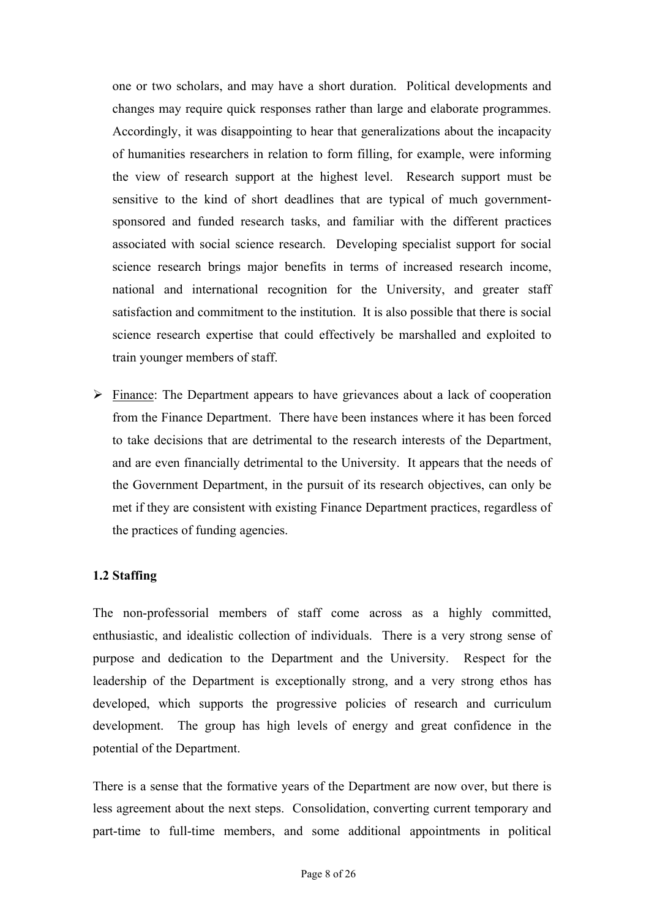one or two scholars, and may have a short duration. Political developments and changes may require quick responses rather than large and elaborate programmes. Accordingly, it was disappointing to hear that generalizations about the incapacity of humanities researchers in relation to form filling, for example, were informing the view of research support at the highest level. Research support must be sensitive to the kind of short deadlines that are typical of much government-sponsored and funded research tasks, and familiar with the different practices associated with social science research. Developing specialist support for social science research brings major benefits in terms of increased research income, national and international recognition for the University, and greater staff satisfaction and commitment to the institution. It is also possible that there is social science research expertise that could effectively be marshalled and exploited to train younger members of staff.

- Finance: The Department appears to have grievances about a lack of cooperation from the Finance Department. There have been instances where it has been forced to take decisions that are detrimental to the research interests of the Department, and are even financially detrimental to the University. It appears that the needs of the Government Department, in the pursuit of its research objectives, can only be met if they are consistent with existing Finance Department practices, regardless of the practices of funding agencies.

### 1.2 Staffing

The non-professorial members of staff come across as a highly committed, enthusiastic, and idealistic collection of individuals. There is a very strong sense of purpose and dedication to the Department and the University. Respect for the leadership of the Department is exceptionally strong, and a very strong ethos has developed, which supports the progressive policies of research and curriculum development. The group has high levels of energy and great confidence in the potential of the Department.

There is a sense that the formative years of the Department are now over, but there is less agreement about the next steps. Consolidation, converting current temporary and part-time to full-time members, and some additional appointments in political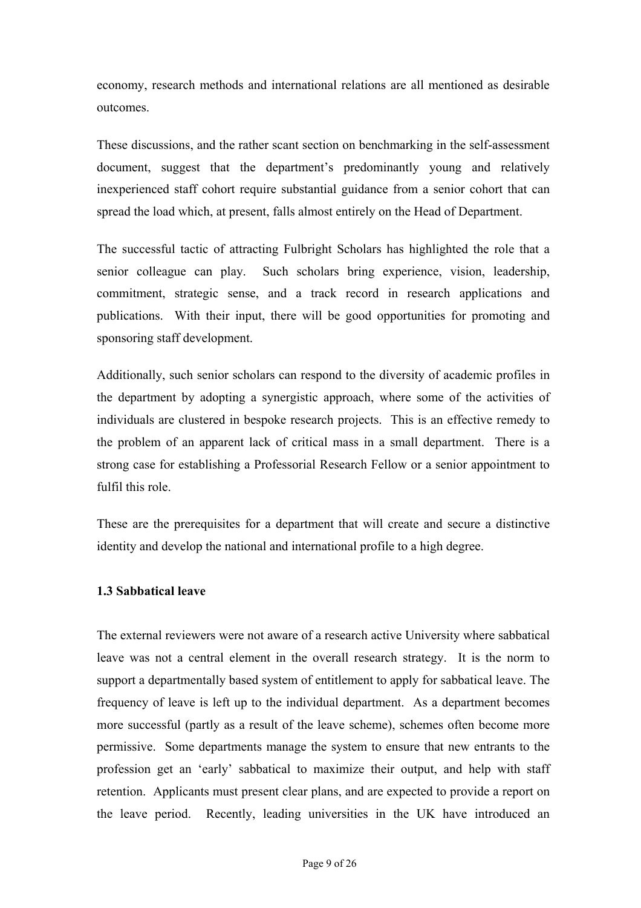economy, research methods and international relations are all mentioned as desirable outcomes.

These discussions, and the rather scant section on benchmarking in the self-assessment document, suggest that the department's predominantly young and relatively inexperienced staff cohort require substantial guidance from a senior cohort that can spread the load which, at present, falls almost entirely on the Head of Department.

The successful tactic of attracting Fulbright Scholars has highlighted the role that a senior colleague can play. Such scholars bring experience, vision, leadership, commitment, strategic sense, and a track record in research applications and publications. With their input, there will be good opportunities for promoting and sponsoring staff development.

Additionally, such senior scholars can respond to the diversity of academic profiles in the department by adopting a synergistic approach, where some of the activities of individuals are clustered in bespoke research projects. This is an effective remedy to the problem of an apparent lack of critical mass in a small department. There is a strong case for establishing a Professorial Research Fellow or a senior appointment to fulfil this role.

These are the prerequisites for a department that will create and secure a distinctive identity and develop the national and international profile to a high degree.

### 1.3 Sabbatical leave

The external reviewers were not aware of a research active University where sabbatical leave was not a central element in the overall research strategy. It is the norm to support a departmentally based system of entitlement to apply for sabbatical leave. The frequency of leave is left up to the individual department. As a department becomes more successful (partly as a result of the leave scheme), schemes often become more permissive. Some departments manage the system to ensure that new entrants to the profession get an 'early' sabbatical to maximize their output, and help with staff retention. Applicants must present clear plans, and are expected to provide a report on the leave period. Recently, leading universities in the UK have introduced an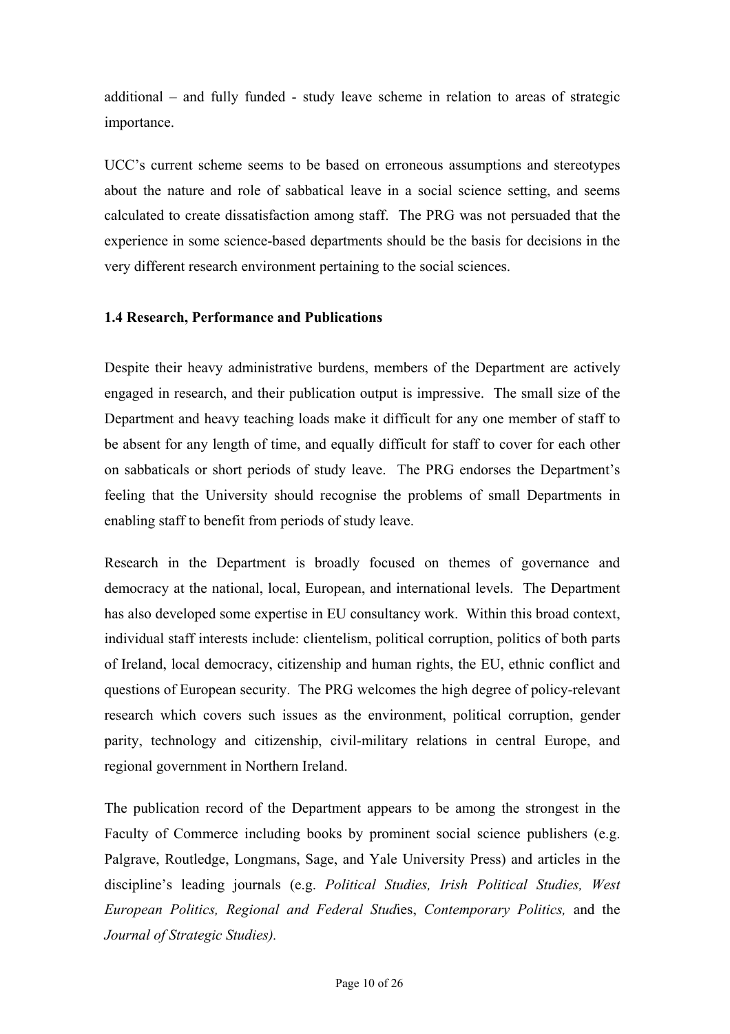additional – and fully funded - study leave scheme in relation to areas of strategic importance.

UCC's current scheme seems to be based on erroneous assumptions and stereotypes about the nature and role of sabbatical leave in a social science setting, and seems calculated to create dissatisfaction among staff. The PRG was not persuaded that the experience in some science-based departments should be the basis for decisions in the very different research environment pertaining to the social sciences.

### 1.4 Research, Performance and Publications

Despite their heavy administrative burdens, members of the Department are actively engaged in research, and their publication output is impressive. The small size of the Department and heavy teaching loads make it difficult for any one member of staff to be absent for any length of time, and equally difficult for staff to cover for each other on sabbaticals or short periods of study leave. The PRG endorses the Department's feeling that the University should recognise the problems of small Departments in enabling staff to benefit from periods of study leave.

Research in the Department is broadly focused on themes of governance and democracy at the national, local, European, and international levels. The Department has also developed some expertise in EU consultancy work. Within this broad context, individual staff interests include: clientelism, political corruption, politics of both parts of Ireland, local democracy, citizenship and human rights, the EU, ethnic conflict and questions of European security. The PRG welcomes the high degree of policy-relevant research which covers such issues as the environment, political corruption, gender parity, technology and citizenship, civil-military relations in central Europe, and regional government in Northern Ireland.

The publication record of the Department appears to be among the strongest in the Faculty of Commerce including books by prominent social science publishers (e.g. Palgrave, Routledge, Longmans, Sage, and Yale University Press) and articles in the discipline's leading journals (e.g. *Political Studies, Irish Political Studies, West European Politics, Regional and Federal Stud*ies, *Contemporary Politics,* and the *Journal of Strategic Studies).*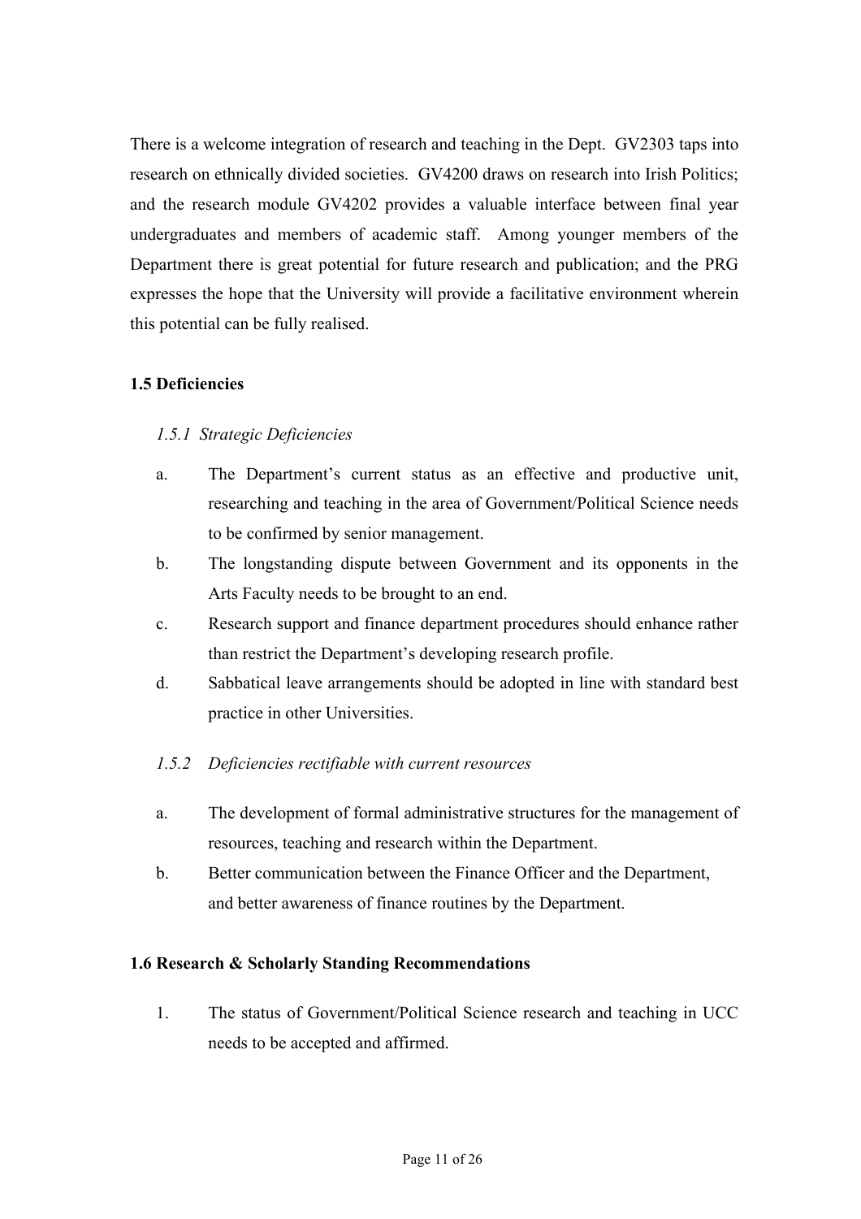There is a welcome integration of research and teaching in the Dept. GV2303 taps into research on ethnically divided societies. GV4200 draws on research into Irish Politics; and the research module GV4202 provides a valuable interface between final year undergraduates and members of academic staff. Among younger members of the Department there is great potential for future research and publication; and the PRG expresses the hope that the University will provide a facilitative environment wherein this potential can be fully realised.

## 1.5 Deficiencies

### *1.5.1 Strategic Deficiencies*

a. The Department's current status as an effective and productive unit, researching and teaching in the area of Government/Political Science needs to be confirmed by senior management.

b. The longstanding dispute between Government and its opponents in the Arts Faculty needs to be brought to an end.

c. Research support and finance department procedures should enhance rather than restrict the Department's developing research profile.

d. Sabbatical leave arrangements should be adopted in line with standard best practice in other Universities.

### *1.5.2 Deficiencies rectifiable with current resources*

a. The development of formal administrative structures for the management of resources, teaching and research within the Department.

b. Better communication between the Finance Officer and the Department, and better awareness of finance routines by the Department.

## 1.6 Research & Scholarly Standing Recommendations

1. The status of Government/Political Science research and teaching in UCC needs to be accepted and affirmed.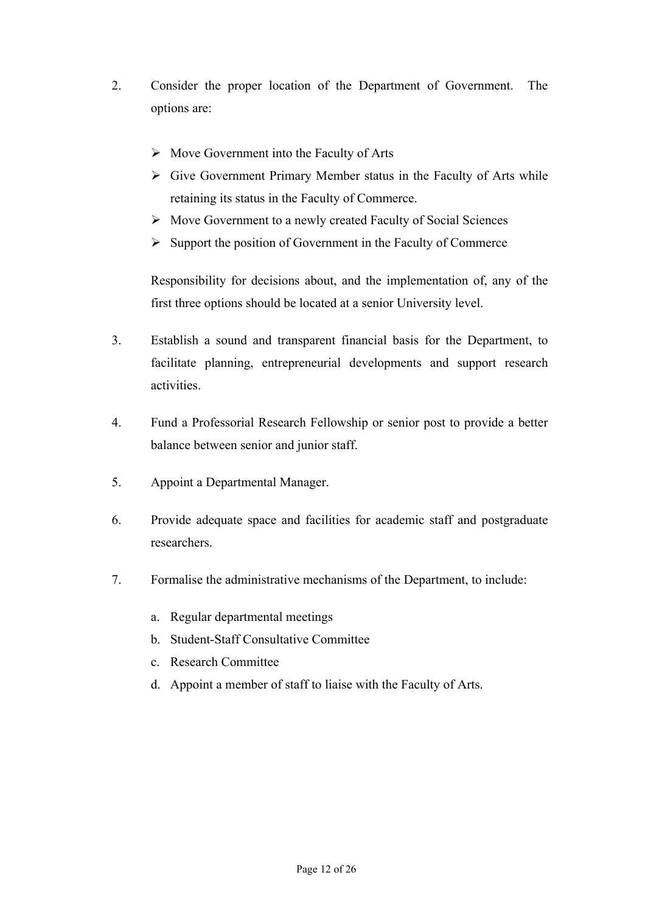2. Consider the proper location of the Department of Government. The options are:

   - Move Government into the Faculty of Arts
   - Give Government Primary Member status in the Faculty of Arts while retaining its status in the Faculty of Commerce.
   - Move Government to a newly created Faculty of Social Sciences
   - Support the position of Government in the Faculty of Commerce

   Responsibility for decisions about, and the implementation of, any of the first three options should be located at a senior University level.

3. Establish a sound and transparent financial basis for the Department, to facilitate planning, entrepreneurial developments and support research activities.

4. Fund a Professorial Research Fellowship or senior post to provide a better balance between senior and junior staff.

5. Appoint a Departmental Manager.

6. Provide adequate space and facilities for academic staff and postgraduate researchers.

7. Formalise the administrative mechanisms of the Department, to include:

   a. Regular departmental meetings
   b. Student-Staff Consultative Committee
   c. Research Committee
   d. Appoint a member of staff to liaise with the Faculty of Arts.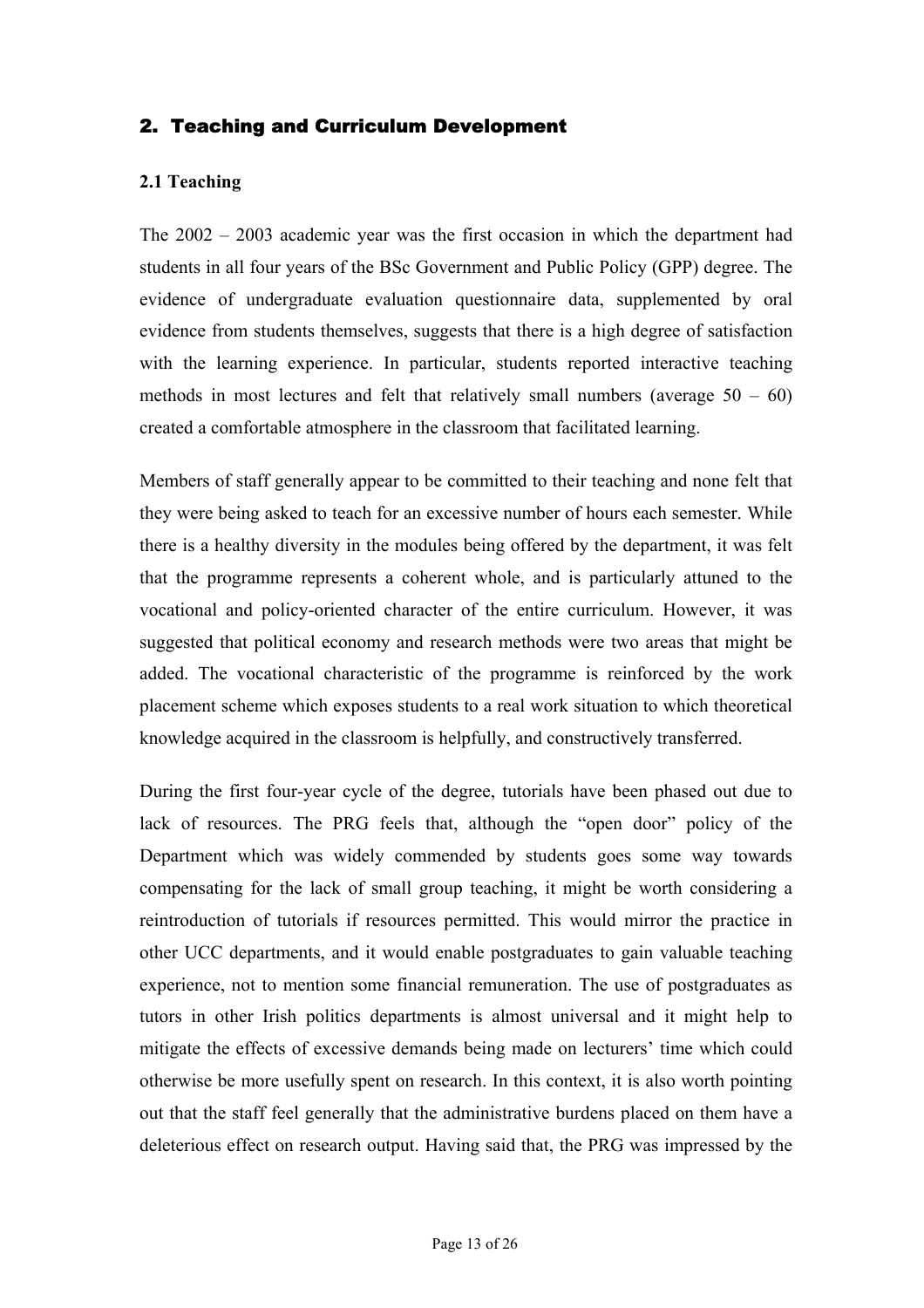## 2. Teaching and Curriculum Development

### 2.1 Teaching

The 2002 – 2003 academic year was the first occasion in which the department had students in all four years of the BSc Government and Public Policy (GPP) degree. The evidence of undergraduate evaluation questionnaire data, supplemented by oral evidence from students themselves, suggests that there is a high degree of satisfaction with the learning experience. In particular, students reported interactive teaching methods in most lectures and felt that relatively small numbers (average 50 – 60) created a comfortable atmosphere in the classroom that facilitated learning.

Members of staff generally appear to be committed to their teaching and none felt that they were being asked to teach for an excessive number of hours each semester. While there is a healthy diversity in the modules being offered by the department, it was felt that the programme represents a coherent whole, and is particularly attuned to the vocational and policy-oriented character of the entire curriculum. However, it was suggested that political economy and research methods were two areas that might be added. The vocational characteristic of the programme is reinforced by the work placement scheme which exposes students to a real work situation to which theoretical knowledge acquired in the classroom is helpfully, and constructively transferred.

During the first four-year cycle of the degree, tutorials have been phased out due to lack of resources. The PRG feels that, although the "open door" policy of the Department which was widely commended by students goes some way towards compensating for the lack of small group teaching, it might be worth considering a reintroduction of tutorials if resources permitted. This would mirror the practice in other UCC departments, and it would enable postgraduates to gain valuable teaching experience, not to mention some financial remuneration. The use of postgraduates as tutors in other Irish politics departments is almost universal and it might help to mitigate the effects of excessive demands being made on lecturers' time which could otherwise be more usefully spent on research. In this context, it is also worth pointing out that the staff feel generally that the administrative burdens placed on them have a deleterious effect on research output. Having said that, the PRG was impressed by the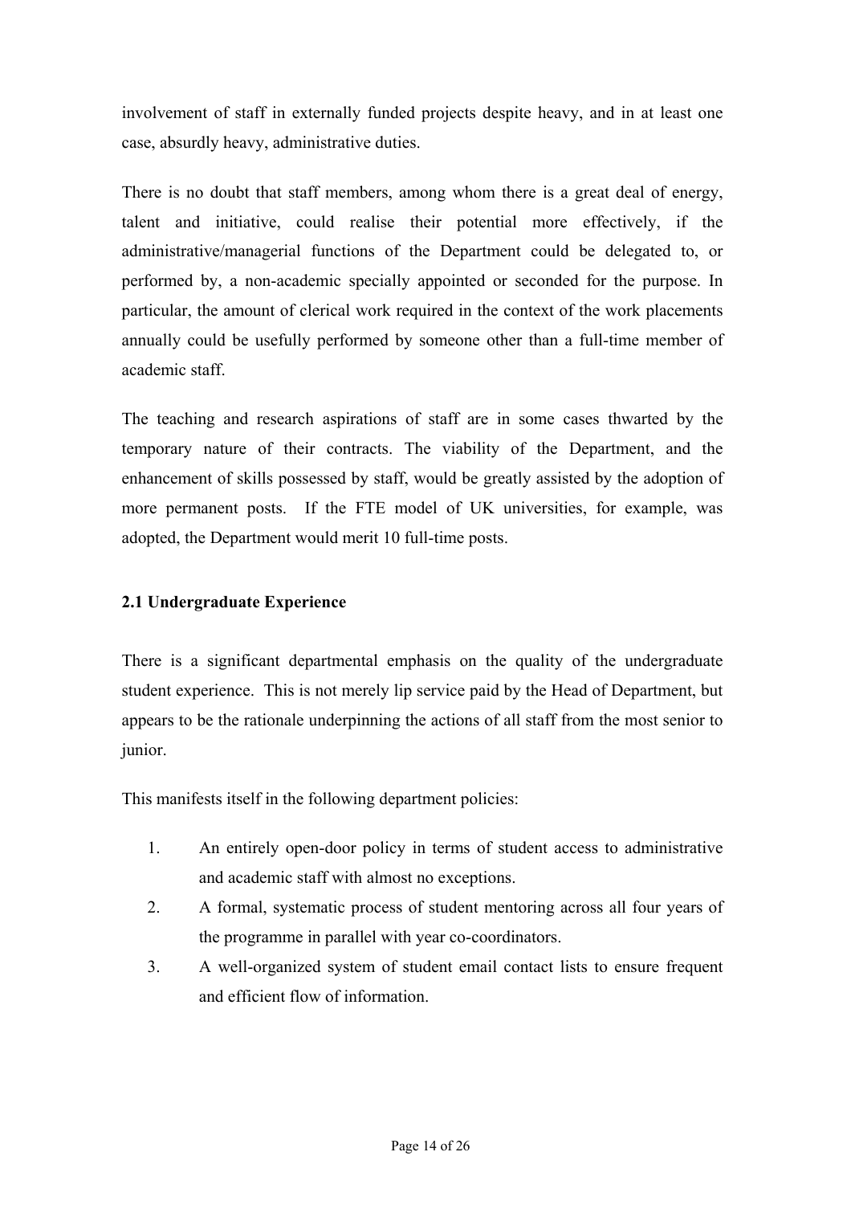involvement of staff in externally funded projects despite heavy, and in at least one case, absurdly heavy, administrative duties.

There is no doubt that staff members, among whom there is a great deal of energy, talent and initiative, could realise their potential more effectively, if the administrative/managerial functions of the Department could be delegated to, or performed by, a non-academic specially appointed or seconded for the purpose. In particular, the amount of clerical work required in the context of the work placements annually could be usefully performed by someone other than a full-time member of academic staff.

The teaching and research aspirations of staff are in some cases thwarted by the temporary nature of their contracts. The viability of the Department, and the enhancement of skills possessed by staff, would be greatly assisted by the adoption of more permanent posts. If the FTE model of UK universities, for example, was adopted, the Department would merit 10 full-time posts.

### 2.1 Undergraduate Experience

There is a significant departmental emphasis on the quality of the undergraduate student experience. This is not merely lip service paid by the Head of Department, but appears to be the rationale underpinning the actions of all staff from the most senior to junior.

This manifests itself in the following department policies:

1. An entirely open-door policy in terms of student access to administrative and academic staff with almost no exceptions.
2. A formal, systematic process of student mentoring across all four years of the programme in parallel with year co-coordinators.
3. A well-organized system of student email contact lists to ensure frequent and efficient flow of information.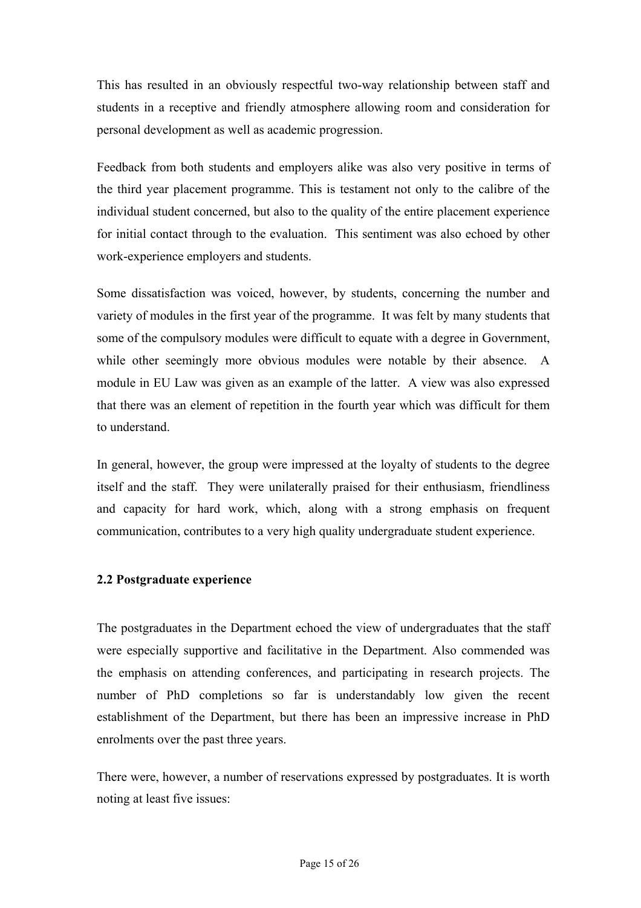This has resulted in an obviously respectful two-way relationship between staff and students in a receptive and friendly atmosphere allowing room and consideration for personal development as well as academic progression.

Feedback from both students and employers alike was also very positive in terms of the third year placement programme. This is testament not only to the calibre of the individual student concerned, but also to the quality of the entire placement experience for initial contact through to the evaluation. This sentiment was also echoed by other work-experience employers and students.

Some dissatisfaction was voiced, however, by students, concerning the number and variety of modules in the first year of the programme. It was felt by many students that some of the compulsory modules were difficult to equate with a degree in Government, while other seemingly more obvious modules were notable by their absence. A module in EU Law was given as an example of the latter. A view was also expressed that there was an element of repetition in the fourth year which was difficult for them to understand.

In general, however, the group were impressed at the loyalty of students to the degree itself and the staff. They were unilaterally praised for their enthusiasm, friendliness and capacity for hard work, which, along with a strong emphasis on frequent communication, contributes to a very high quality undergraduate student experience.

### 2.2 Postgraduate experience

The postgraduates in the Department echoed the view of undergraduates that the staff were especially supportive and facilitative in the Department. Also commended was the emphasis on attending conferences, and participating in research projects. The number of PhD completions so far is understandably low given the recent establishment of the Department, but there has been an impressive increase in PhD enrolments over the past three years.

There were, however, a number of reservations expressed by postgraduates. It is worth noting at least five issues: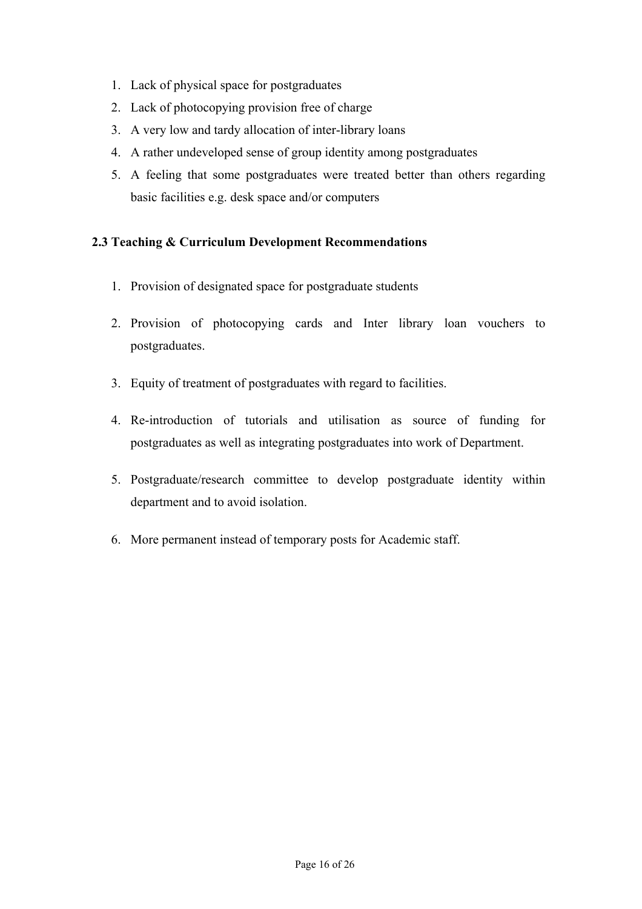1. Lack of physical space for postgraduates
2. Lack of photocopying provision free of charge
3. A very low and tardy allocation of inter-library loans
4. A rather undeveloped sense of group identity among postgraduates
5. A feeling that some postgraduates were treated better than others regarding basic facilities e.g. desk space and/or computers

### 2.3 Teaching & Curriculum Development Recommendations

1. Provision of designated space for postgraduate students
2. Provision of photocopying cards and Inter library loan vouchers to postgraduates.
3. Equity of treatment of postgraduates with regard to facilities.
4. Re-introduction of tutorials and utilisation as source of funding for postgraduates as well as integrating postgraduates into work of Department.
5. Postgraduate/research committee to develop postgraduate identity within department and to avoid isolation.
6. More permanent instead of temporary posts for Academic staff.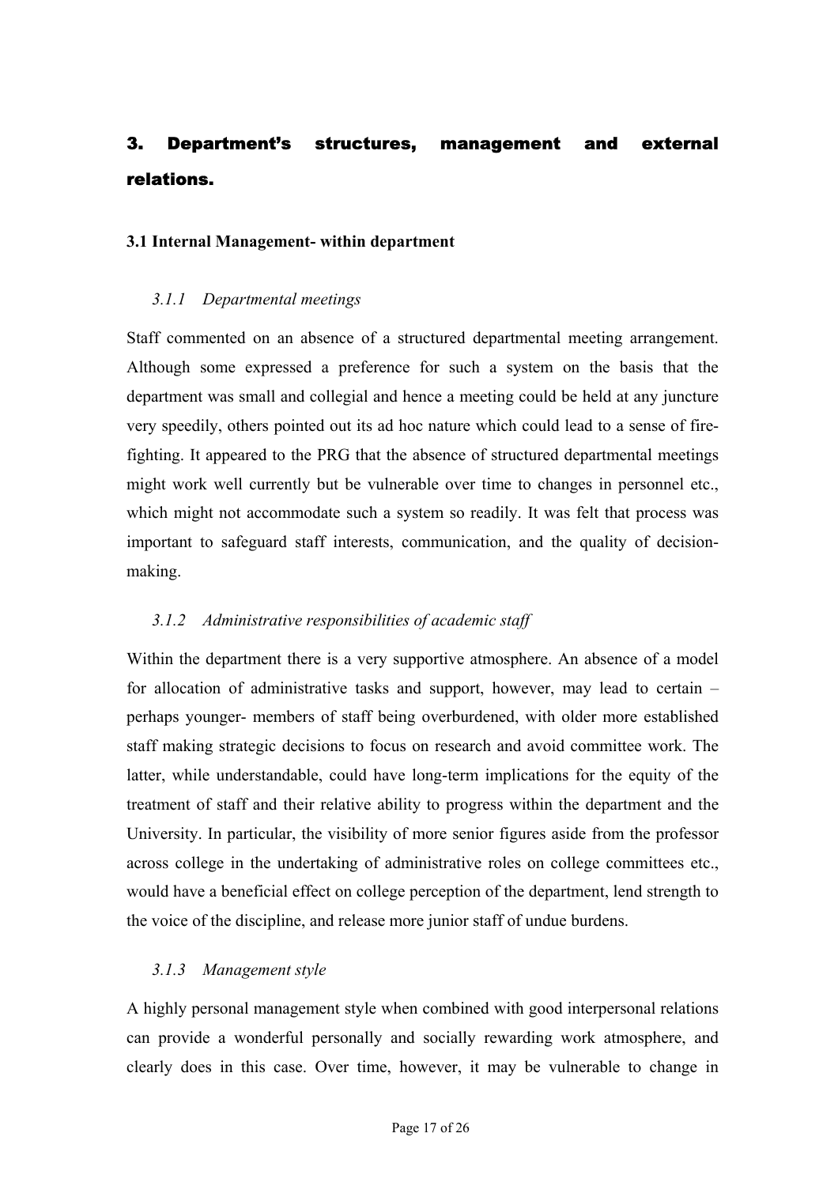# 3. Department's structures, management and external relations.

## 3.1 Internal Management- within department

### *3.1.1 Departmental meetings*

Staff commented on an absence of a structured departmental meeting arrangement. Although some expressed a preference for such a system on the basis that the department was small and collegial and hence a meeting could be held at any juncture very speedily, others pointed out its ad hoc nature which could lead to a sense of fire-fighting. It appeared to the PRG that the absence of structured departmental meetings might work well currently but be vulnerable over time to changes in personnel etc., which might not accommodate such a system so readily. It was felt that process was important to safeguard staff interests, communication, and the quality of decision-making.

### *3.1.2 Administrative responsibilities of academic staff*

Within the department there is a very supportive atmosphere. An absence of a model for allocation of administrative tasks and support, however, may lead to certain – perhaps younger- members of staff being overburdened, with older more established staff making strategic decisions to focus on research and avoid committee work. The latter, while understandable, could have long-term implications for the equity of the treatment of staff and their relative ability to progress within the department and the University. In particular, the visibility of more senior figures aside from the professor across college in the undertaking of administrative roles on college committees etc., would have a beneficial effect on college perception of the department, lend strength to the voice of the discipline, and release more junior staff of undue burdens.

### *3.1.3 Management style*

A highly personal management style when combined with good interpersonal relations can provide a wonderful personally and socially rewarding work atmosphere, and clearly does in this case. Over time, however, it may be vulnerable to change in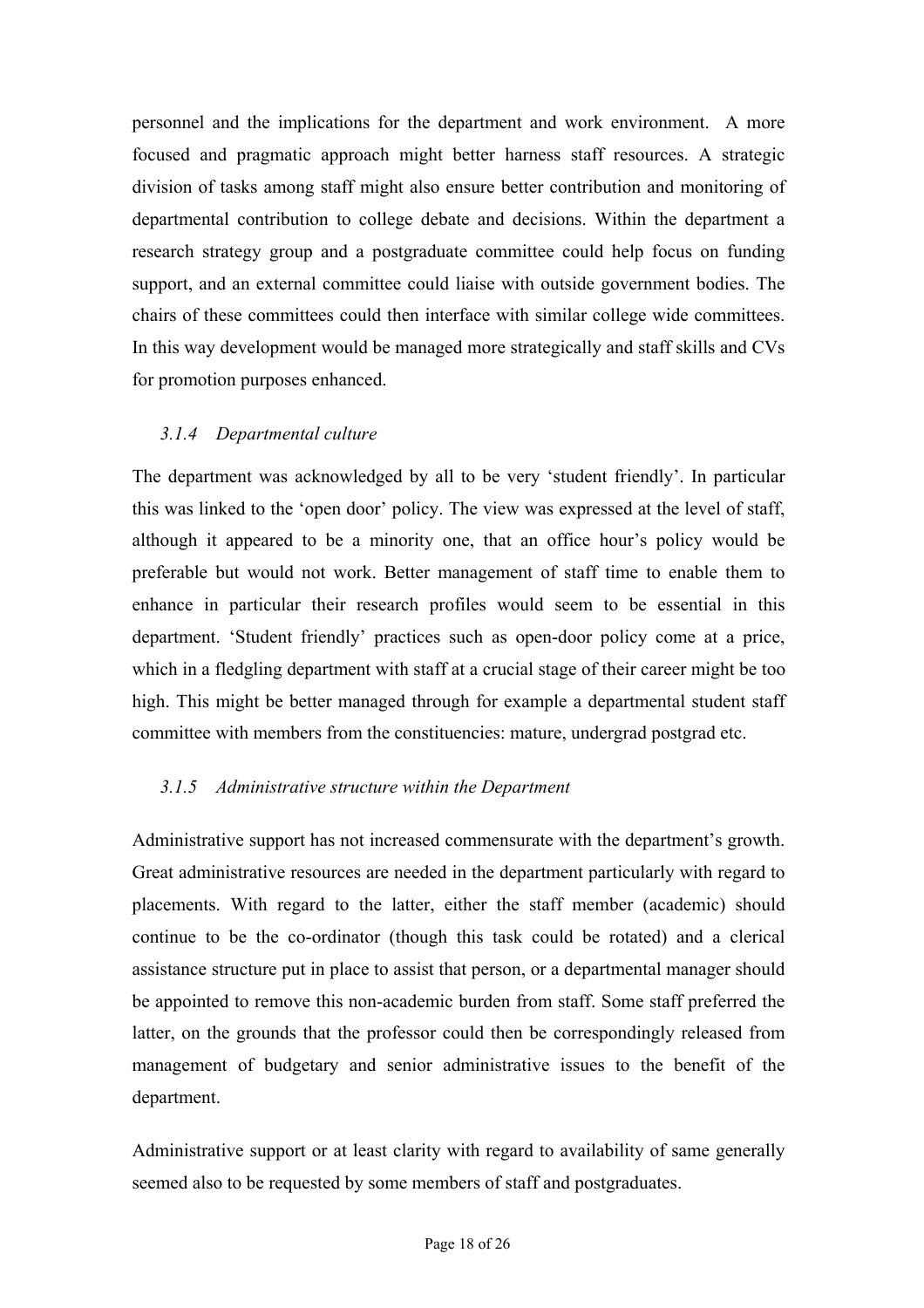personnel and the implications for the department and work environment. A more focused and pragmatic approach might better harness staff resources. A strategic division of tasks among staff might also ensure better contribution and monitoring of departmental contribution to college debate and decisions. Within the department a research strategy group and a postgraduate committee could help focus on funding support, and an external committee could liaise with outside government bodies. The chairs of these committees could then interface with similar college wide committees. In this way development would be managed more strategically and staff skills and CVs for promotion purposes enhanced.

### *3.1.4 Departmental culture*

The department was acknowledged by all to be very 'student friendly'. In particular this was linked to the 'open door' policy. The view was expressed at the level of staff, although it appeared to be a minority one, that an office hour's policy would be preferable but would not work. Better management of staff time to enable them to enhance in particular their research profiles would seem to be essential in this department. 'Student friendly' practices such as open-door policy come at a price, which in a fledgling department with staff at a crucial stage of their career might be too high. This might be better managed through for example a departmental student staff committee with members from the constituencies: mature, undergrad postgrad etc.

### *3.1.5 Administrative structure within the Department*

Administrative support has not increased commensurate with the department's growth. Great administrative resources are needed in the department particularly with regard to placements. With regard to the latter, either the staff member (academic) should continue to be the co-ordinator (though this task could be rotated) and a clerical assistance structure put in place to assist that person, or a departmental manager should be appointed to remove this non-academic burden from staff. Some staff preferred the latter, on the grounds that the professor could then be correspondingly released from management of budgetary and senior administrative issues to the benefit of the department.

Administrative support or at least clarity with regard to availability of same generally seemed also to be requested by some members of staff and postgraduates.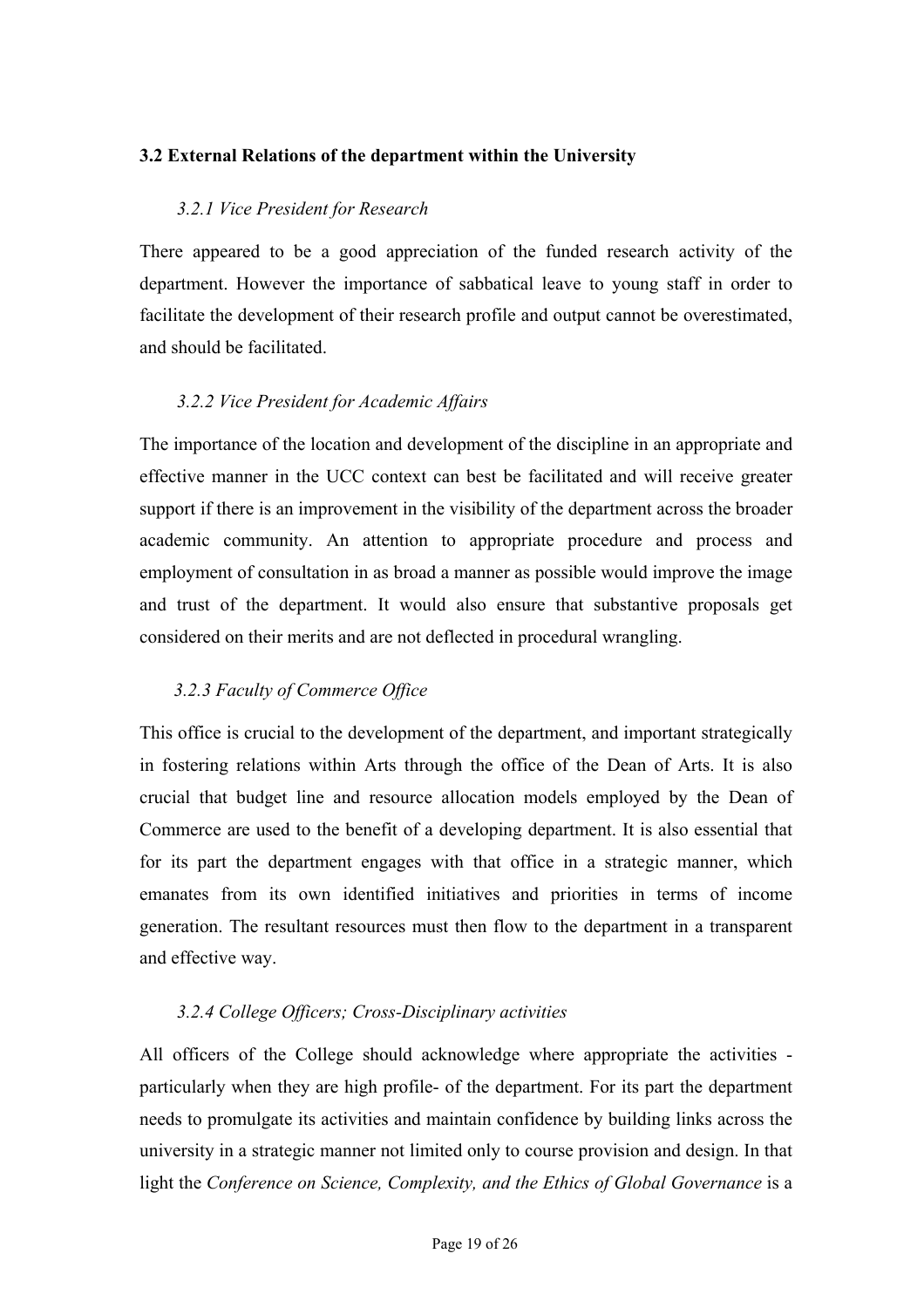## 3.2 External Relations of the department within the University

### *3.2.1 Vice President for Research*

There appeared to be a good appreciation of the funded research activity of the department. However the importance of sabbatical leave to young staff in order to facilitate the development of their research profile and output cannot be overestimated, and should be facilitated.

### *3.2.2 Vice President for Academic Affairs*

The importance of the location and development of the discipline in an appropriate and effective manner in the UCC context can best be facilitated and will receive greater support if there is an improvement in the visibility of the department across the broader academic community. An attention to appropriate procedure and process and employment of consultation in as broad a manner as possible would improve the image and trust of the department. It would also ensure that substantive proposals get considered on their merits and are not deflected in procedural wrangling.

### *3.2.3 Faculty of Commerce Office*

This office is crucial to the development of the department, and important strategically in fostering relations within Arts through the office of the Dean of Arts. It is also crucial that budget line and resource allocation models employed by the Dean of Commerce are used to the benefit of a developing department. It is also essential that for its part the department engages with that office in a strategic manner, which emanates from its own identified initiatives and priorities in terms of income generation. The resultant resources must then flow to the department in a transparent and effective way.

### *3.2.4 College Officers; Cross-Disciplinary activities*

All officers of the College should acknowledge where appropriate the activities - particularly when they are high profile- of the department. For its part the department needs to promulgate its activities and maintain confidence by building links across the university in a strategic manner not limited only to course provision and design. In that light the *Conference on Science, Complexity, and the Ethics of Global Governance* is a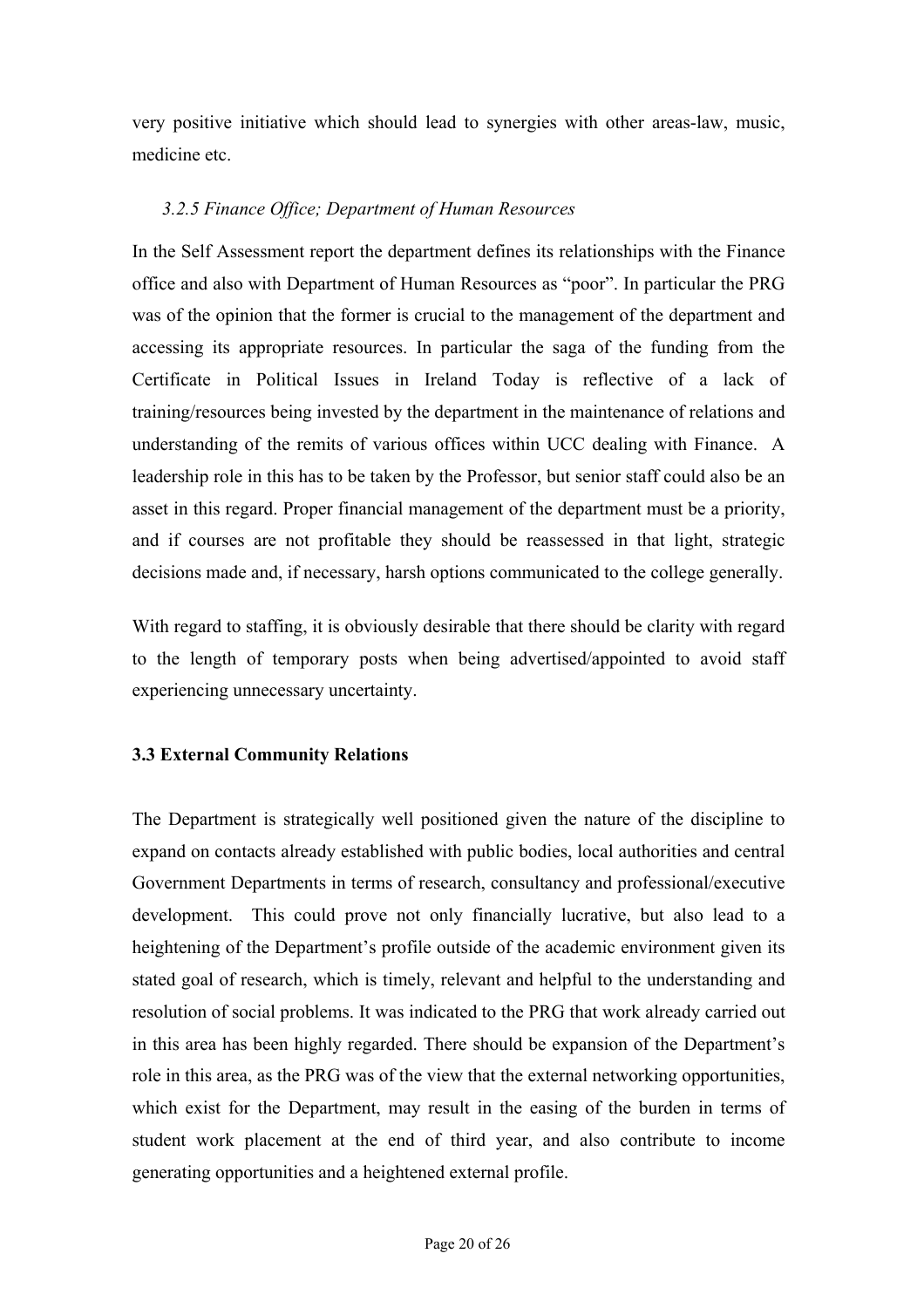very positive initiative which should lead to synergies with other areas-law, music, medicine etc.

#### *3.2.5 Finance Office; Department of Human Resources*

In the Self Assessment report the department defines its relationships with the Finance office and also with Department of Human Resources as "poor". In particular the PRG was of the opinion that the former is crucial to the management of the department and accessing its appropriate resources. In particular the saga of the funding from the Certificate in Political Issues in Ireland Today is reflective of a lack of training/resources being invested by the department in the maintenance of relations and understanding of the remits of various offices within UCC dealing with Finance. A leadership role in this has to be taken by the Professor, but senior staff could also be an asset in this regard. Proper financial management of the department must be a priority, and if courses are not profitable they should be reassessed in that light, strategic decisions made and, if necessary, harsh options communicated to the college generally.

With regard to staffing, it is obviously desirable that there should be clarity with regard to the length of temporary posts when being advertised/appointed to avoid staff experiencing unnecessary uncertainty.

### 3.3 External Community Relations

The Department is strategically well positioned given the nature of the discipline to expand on contacts already established with public bodies, local authorities and central Government Departments in terms of research, consultancy and professional/executive development. This could prove not only financially lucrative, but also lead to a heightening of the Department's profile outside of the academic environment given its stated goal of research, which is timely, relevant and helpful to the understanding and resolution of social problems. It was indicated to the PRG that work already carried out in this area has been highly regarded. There should be expansion of the Department's role in this area, as the PRG was of the view that the external networking opportunities, which exist for the Department, may result in the easing of the burden in terms of student work placement at the end of third year, and also contribute to income generating opportunities and a heightened external profile.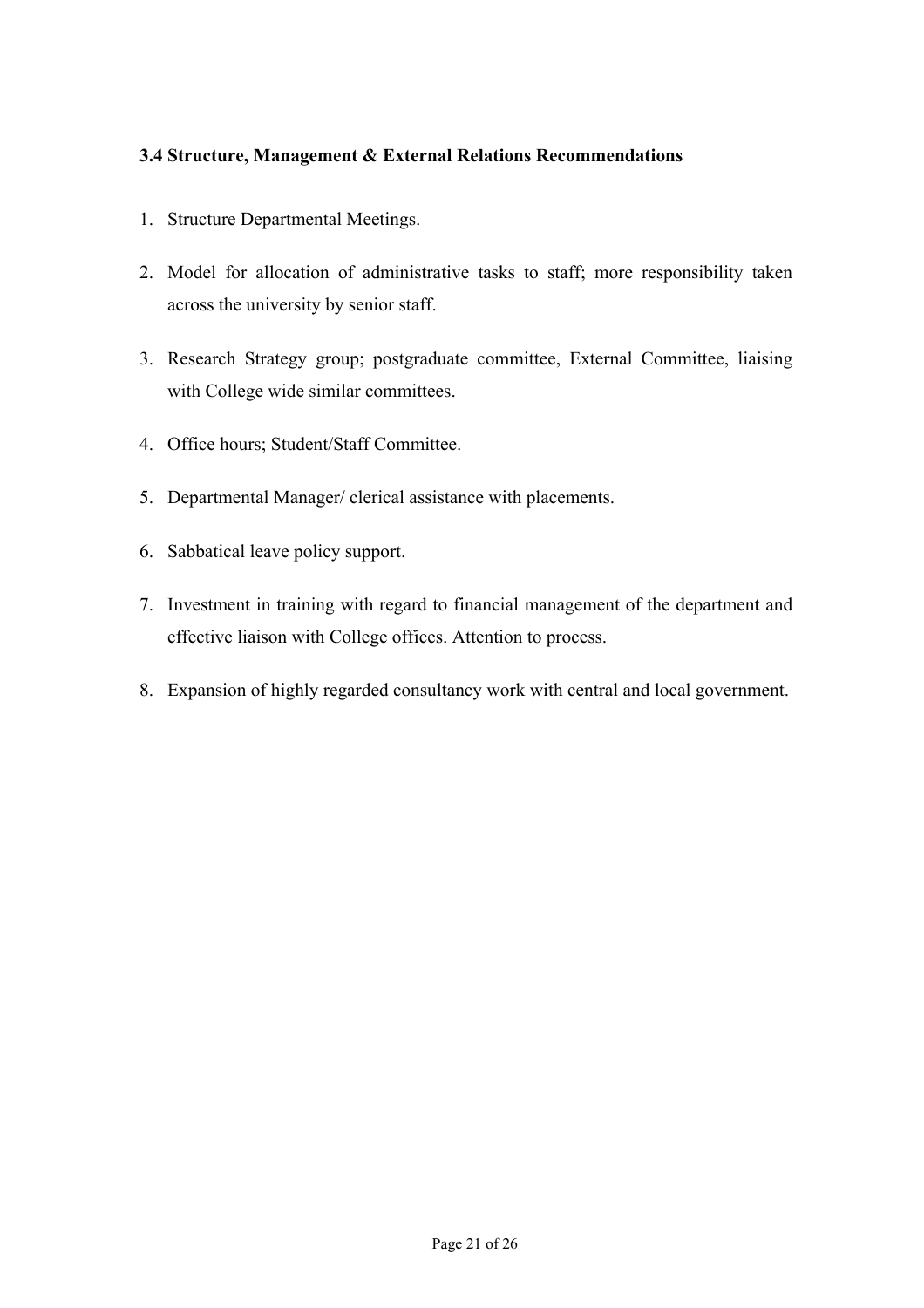### 3.4 Structure, Management & External Relations Recommendations

1. Structure Departmental Meetings.
2. Model for allocation of administrative tasks to staff; more responsibility taken across the university by senior staff.
3. Research Strategy group; postgraduate committee, External Committee, liaising with College wide similar committees.
4. Office hours; Student/Staff Committee.
5. Departmental Manager/ clerical assistance with placements.
6. Sabbatical leave policy support.
7. Investment in training with regard to financial management of the department and effective liaison with College offices. Attention to process.
8. Expansion of highly regarded consultancy work with central and local government.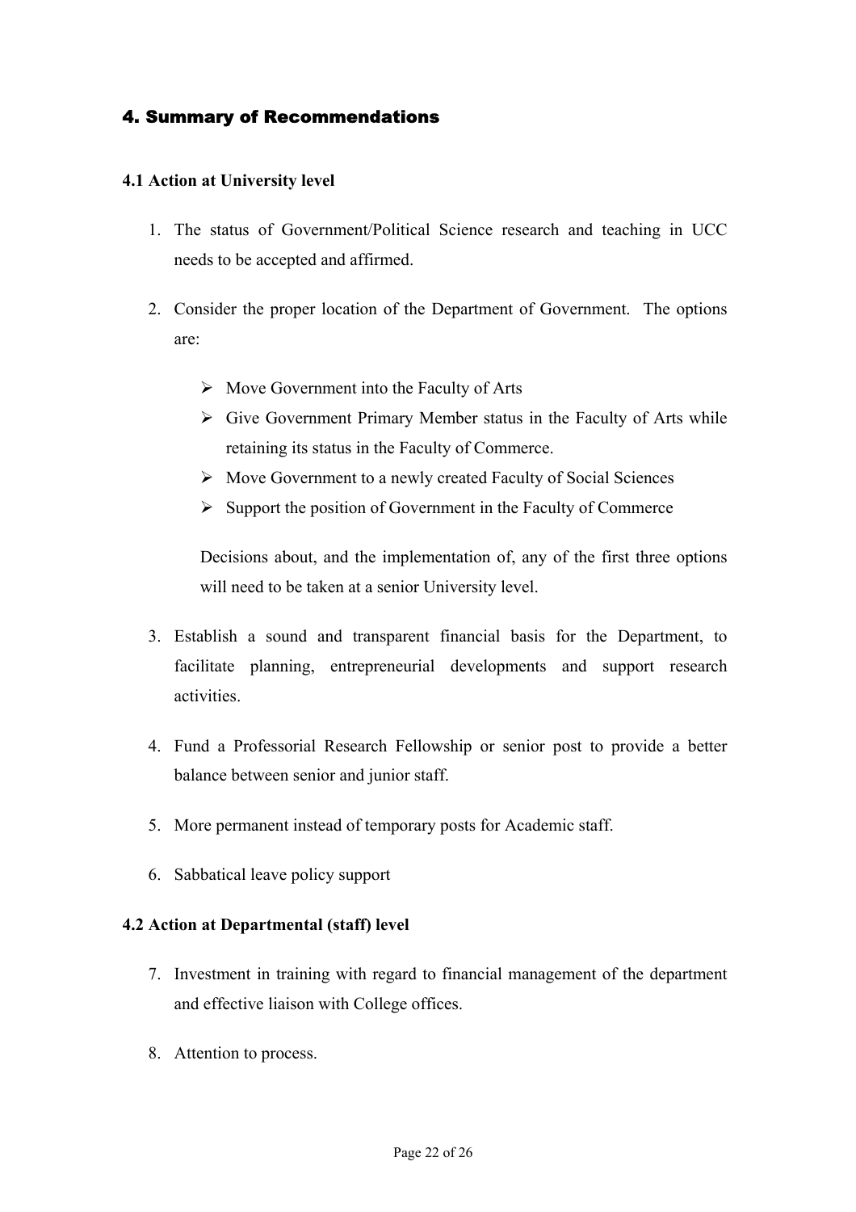## 4. Summary of Recommendations

### 4.1 Action at University level

1. The status of Government/Political Science research and teaching in UCC needs to be accepted and affirmed.

2. Consider the proper location of the Department of Government. The options are:

   - Move Government into the Faculty of Arts
   - Give Government Primary Member status in the Faculty of Arts while retaining its status in the Faculty of Commerce.
   - Move Government to a newly created Faculty of Social Sciences
   - Support the position of Government in the Faculty of Commerce

   Decisions about, and the implementation of, any of the first three options will need to be taken at a senior University level.

3. Establish a sound and transparent financial basis for the Department, to facilitate planning, entrepreneurial developments and support research activities.

4. Fund a Professorial Research Fellowship or senior post to provide a better balance between senior and junior staff.

5. More permanent instead of temporary posts for Academic staff.

6. Sabbatical leave policy support

### 4.2 Action at Departmental (staff) level

7. Investment in training with regard to financial management of the department and effective liaison with College offices.

8. Attention to process.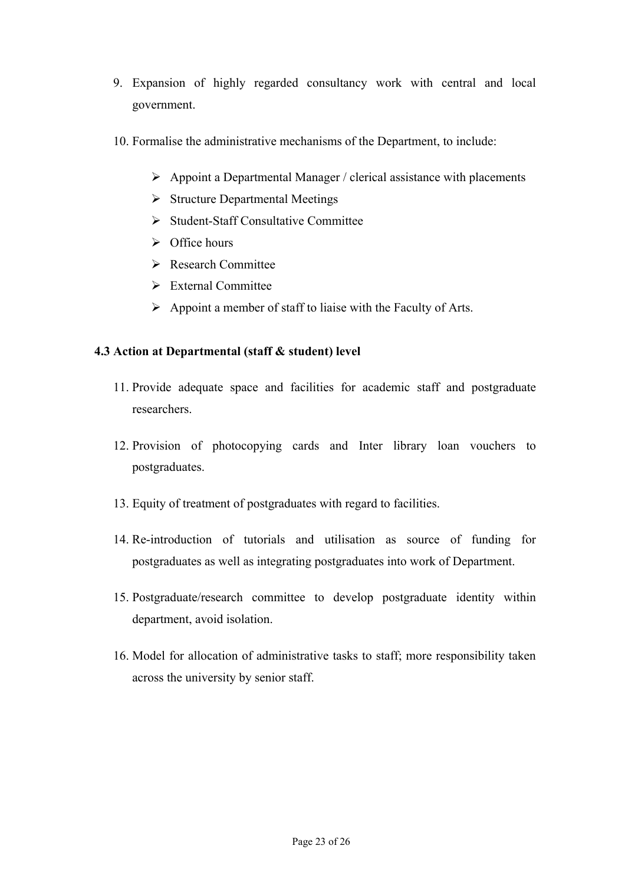9. Expansion of highly regarded consultancy work with central and local government.

10. Formalise the administrative mechanisms of the Department, to include:

    - Appoint a Departmental Manager / clerical assistance with placements
    - Structure Departmental Meetings
    - Student-Staff Consultative Committee
    - Office hours
    - Research Committee
    - External Committee
    - Appoint a member of staff to liaise with the Faculty of Arts.

### 4.3 Action at Departmental (staff & student) level

11. Provide adequate space and facilities for academic staff and postgraduate researchers.

12. Provision of photocopying cards and Inter library loan vouchers to postgraduates.

13. Equity of treatment of postgraduates with regard to facilities.

14. Re-introduction of tutorials and utilisation as source of funding for postgraduates as well as integrating postgraduates into work of Department.

15. Postgraduate/research committee to develop postgraduate identity within department, avoid isolation.

16. Model for allocation of administrative tasks to staff; more responsibility taken across the university by senior staff.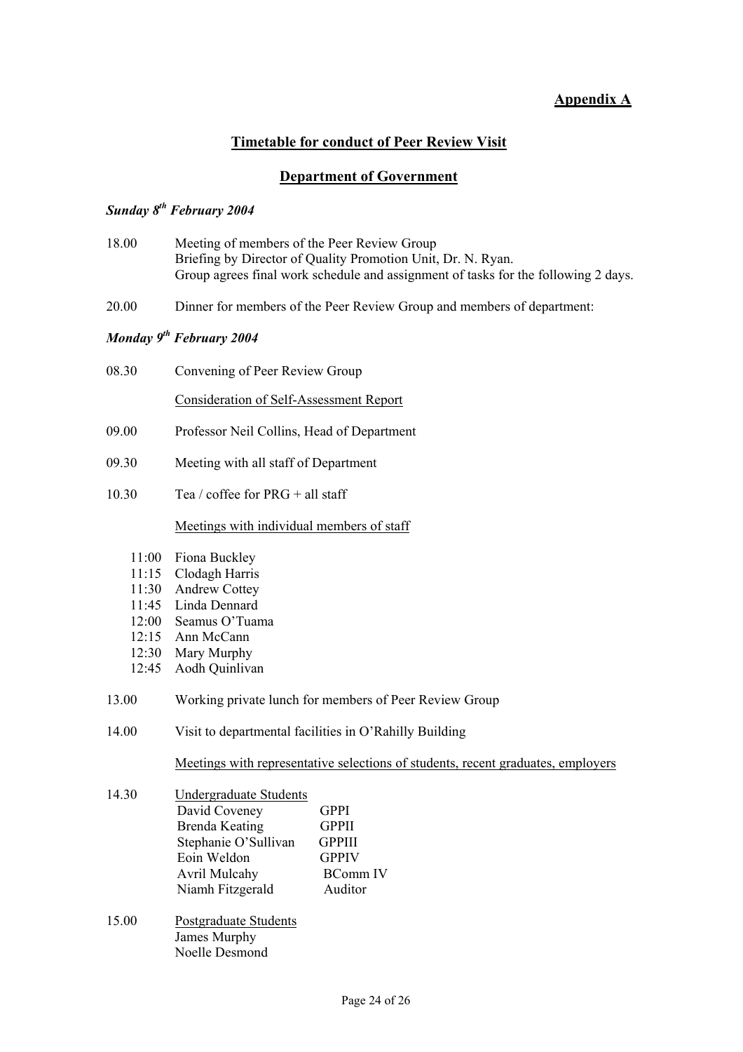**Appendix A**

## Timetable for conduct of Peer Review Visit

## Department of Government

***Sunday 8th February 2004***

18.00 Meeting of members of the Peer Review Group
Briefing by Director of Quality Promotion Unit, Dr. N. Ryan.
Group agrees final work schedule and assignment of tasks for the following 2 days.

20.00 Dinner for members of the Peer Review Group and members of department:

***Monday 9th February 2004***

08.30 Convening of Peer Review Group

Consideration of Self-Assessment Report

09.00 Professor Neil Collins, Head of Department

09.30 Meeting with all staff of Department

10.30 Tea / coffee for PRG + all staff

Meetings with individual members of staff

- 11:00 Fiona Buckley
- 11:15 Clodagh Harris
- 11:30 Andrew Cottey
- 11:45 Linda Dennard
- 12:00 Seamus O'Tuama
- 12:15 Ann McCann
- 12:30 Mary Murphy
- 12:45 Aodh Quinlivan

13.00 Working private lunch for members of Peer Review Group

14.00 Visit to departmental facilities in O'Rahilly Building

Meetings with representative selections of students, recent graduates, employers

14.30 Undergraduate Students

| Name | Programme |
|---|---|
| David Coveney | GPPI |
| Brenda Keating | GPPII |
| Stephanie O'Sullivan | GPPIII |
| Eoin Weldon | GPPIV |
| Avril Mulcahy | BComm IV |
| Niamh Fitzgerald | Auditor |

15.00 Postgraduate Students
James Murphy
Noelle Desmond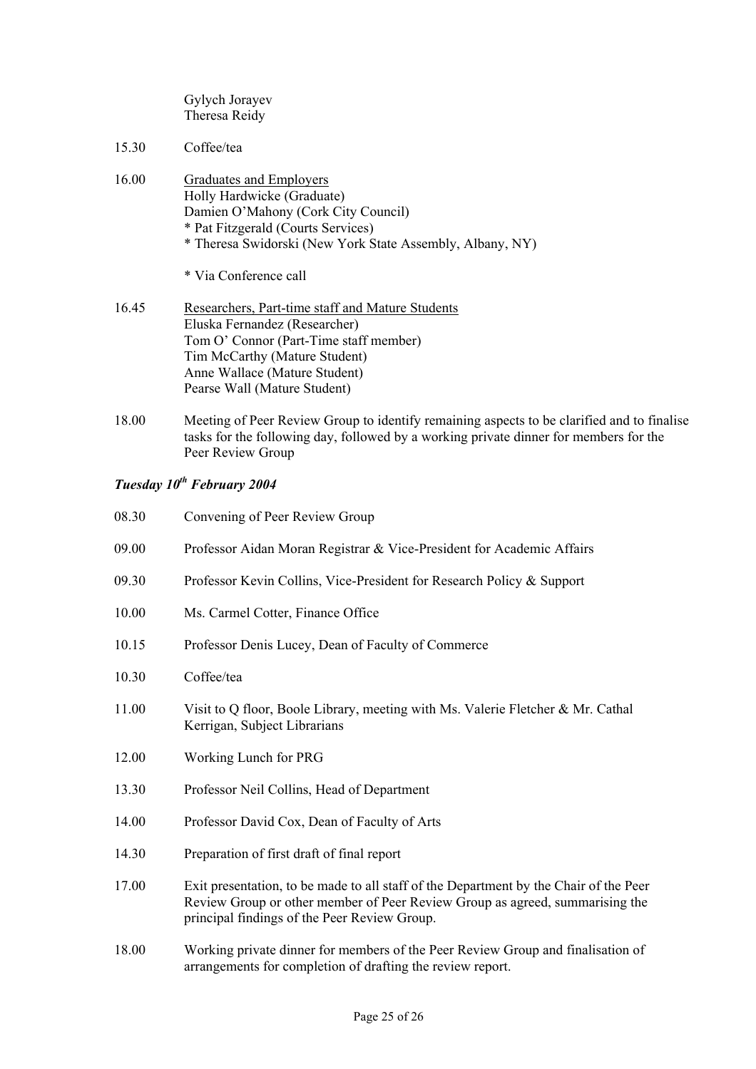Gylych Jorayev  
Theresa Reidy

| | |
|---|---|
| 15.30 | Coffee/tea |
| 16.00 | <u>Graduates and Employers</u><br>Holly Hardwicke (Graduate)<br>Damien O'Mahony (Cork City Council)<br>* Pat Fitzgerald (Courts Services)<br>* Theresa Swidorski (New York State Assembly, Albany, NY)<br><br>* Via Conference call |
| 16.45 | <u>Researchers, Part-time staff and Mature Students</u><br>Eluska Fernandez (Researcher)<br>Tom O' Connor (Part-Time staff member)<br>Tim McCarthy (Mature Student)<br>Anne Wallace (Mature Student)<br>Pearse Wall (Mature Student) |
| 18.00 | Meeting of Peer Review Group to identify remaining aspects to be clarified and to finalise tasks for the following day, followed by a working private dinner for members for the Peer Review Group |

***Tuesday 10th February 2004***

| | |
|---|---|
| 08.30 | Convening of Peer Review Group |
| 09.00 | Professor Aidan Moran Registrar & Vice-President for Academic Affairs |
| 09.30 | Professor Kevin Collins, Vice-President for Research Policy & Support |
| 10.00 | Ms. Carmel Cotter, Finance Office |
| 10.15 | Professor Denis Lucey, Dean of Faculty of Commerce |
| 10.30 | Coffee/tea |
| 11.00 | Visit to Q floor, Boole Library, meeting with Ms. Valerie Fletcher & Mr. Cathal Kerrigan, Subject Librarians |
| 12.00 | Working Lunch for PRG |
| 13.30 | Professor Neil Collins, Head of Department |
| 14.00 | Professor David Cox, Dean of Faculty of Arts |
| 14.30 | Preparation of first draft of final report |
| 17.00 | Exit presentation, to be made to all staff of the Department by the Chair of the Peer Review Group or other member of Peer Review Group as agreed, summarising the principal findings of the Peer Review Group. |
| 18.00 | Working private dinner for members of the Peer Review Group and finalisation of arrangements for completion of drafting the review report. |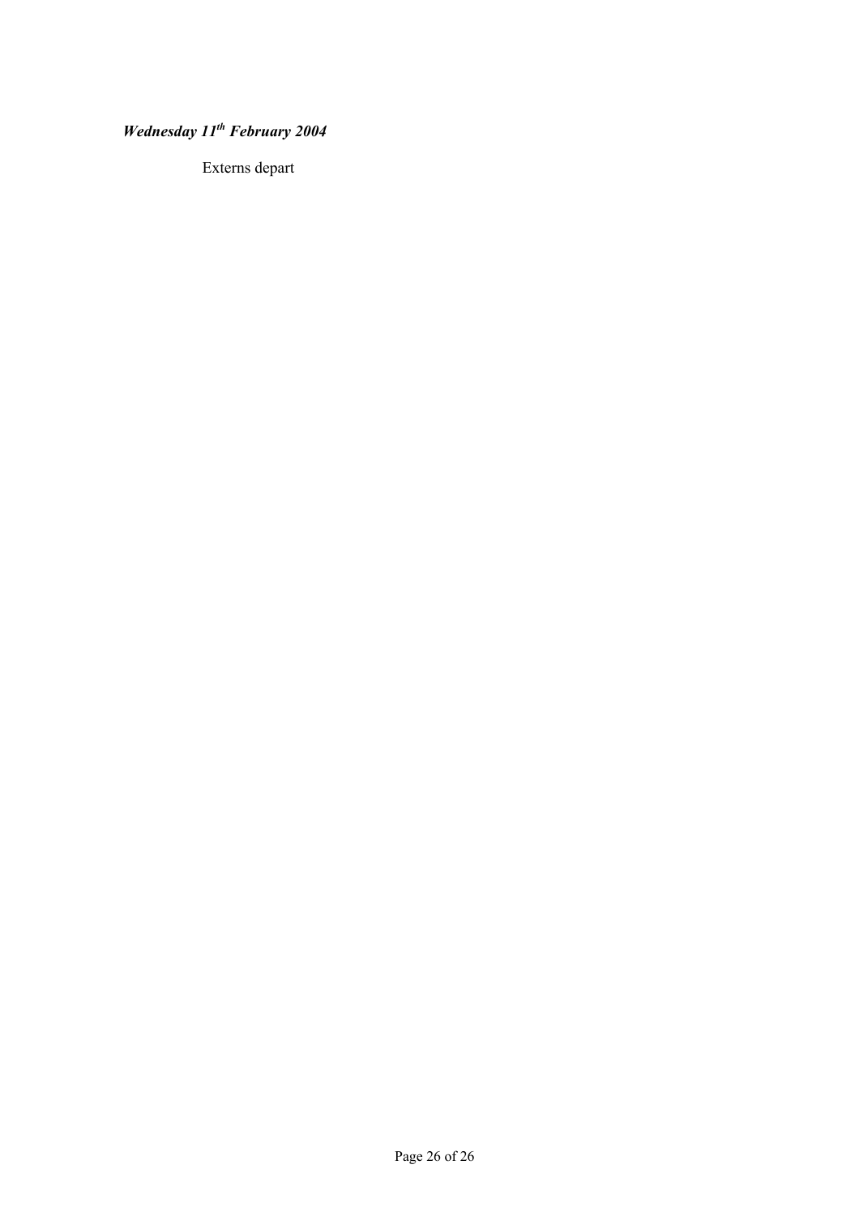***Wednesday 11th February 2004***

Externs depart